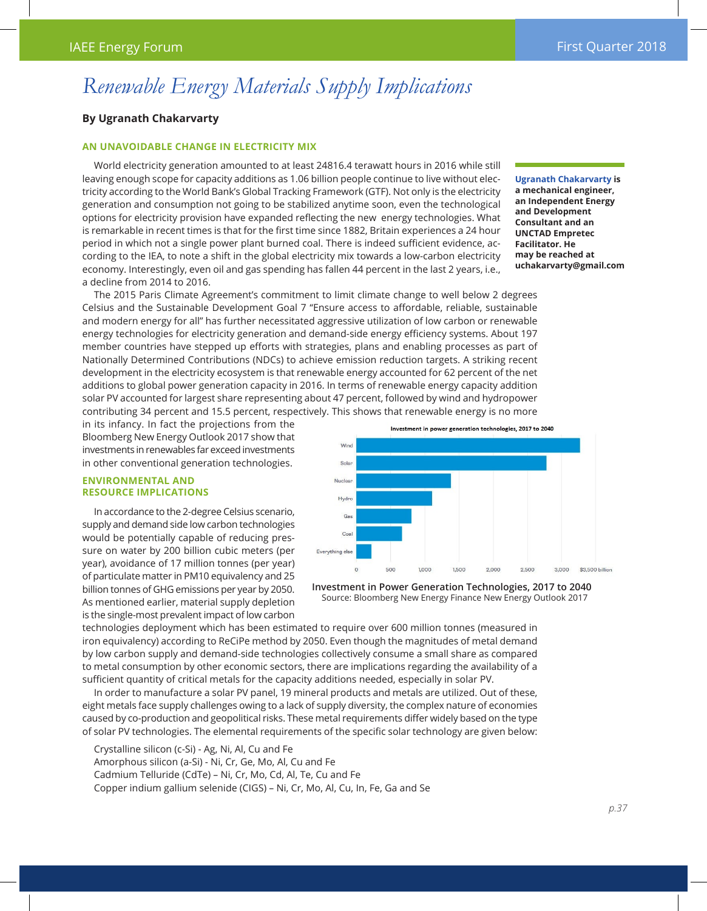# Renewable Energy Materials Supply Implications

**By Ugranath Chakarvarty**

**Ugranath Chakarvarty is a mechanical engineer, an Independent Energy and Development Consultant and an UNCTAD Empretec Facilitator. He may be reached at uchakarvarty@gmail.com**

## AN UNAVOIDABLE CHANGE IN ELECTRICITY MIX

World electricity generation amounted to at least 24816.4 terawatt hours in 2016 while still leaving enough scope for capacity additions as 1.06 billion people continue to live without electricity according to the World Bank's Global Tracking Framework (GTF). Not only is the electricity generation and consumption not going to be stabilized anytime soon, even the technological options for electricity provision have expanded reflecting the new energy technologies. What is remarkable in recent times is that for the first time since 1882, Britain experiences a 24 hour period in which not a single power plant burned coal. There is indeed sufficient evidence, according to the IEA, to note a shift in the global electricity mix towards a low-carbon electricity economy. Interestingly, even oil and gas spending has fallen 44 percent in the last 2 years, i.e., a decline from 2014 to 2016.

The 2015 Paris Climate Agreement's commitment to limit climate change to well below 2 degrees Celsius and the Sustainable Development Goal 7 "Ensure access to affordable, reliable, sustainable and modern energy for all" has further necessitated aggressive utilization of low carbon or renewable energy technologies for electricity generation and demand-side energy efficiency systems. About 197 member countries have stepped up efforts with strategies, plans and enabling processes as part of Nationally Determined Contributions (NDCs) to achieve emission reduction targets. A striking recent development in the electricity ecosystem is that renewable energy accounted for 62 percent of the net additions to global power generation capacity in 2016. In terms of renewable energy capacity addition solar PV accounted for largest share representing about 47 percent, followed by wind and hydropower contributing 34 percent and 15.5 percent, respectively. This shows that renewable energy is no more in its infancy. In fact the projections from the Bloomberg New Energy Outlook 2017 show that investments in renewables far exceed investments in other conventional generation technologies.

**Investment in power generation technologies, 2017 to 2040**

| Technology | Investment ($ billion, approx.) |
|---|---|
| Wind | ~3,250 |
| Solar | ~2,800 |
| Nuclear | ~1,400 |
| Hydro | ~1,100 |
| Gas | ~800 |
| Coal | ~650 |
| Everything else | ~200 |

Investment in Power Generation Technologies, 2017 to 2040
Source: Bloomberg New Energy Finance New Energy Outlook 2017

## ENVIRONMENTAL AND RESOURCE IMPLICATIONS

In accordance to the 2-degree Celsius scenario, supply and demand side low carbon technologies would be potentially capable of reducing pressure on water by 200 billion cubic meters (per year), avoidance of 17 million tonnes (per year) of particulate matter in PM10 equivalency and 25 billion tonnes of GHG emissions per year by 2050. As mentioned earlier, material supply depletion is the single-most prevalent impact of low carbon technologies deployment which has been estimated to require over 600 million tonnes (measured in iron equivalency) according to ReCiPe method by 2050. Even though the magnitudes of metal demand by low carbon supply and demand-side technologies collectively consume a small share as compared to metal consumption by other economic sectors, there are implications regarding the availability of a sufficient quantity of critical metals for the capacity additions needed, especially in solar PV.

In order to manufacture a solar PV panel, 19 mineral products and metals are utilized. Out of these, eight metals face supply challenges owing to a lack of supply diversity, the complex nature of economies caused by co-production and geopolitical risks. These metal requirements differ widely based on the type of solar PV technologies. The elemental requirements of the specific solar technology are given below:

Crystalline silicon (c-Si) - Ag, Ni, Al, Cu and Fe
Amorphous silicon (a-Si) - Ni, Cr, Ge, Mo, Al, Cu and Fe
Cadmium Telluride (CdTe) – Ni, Cr, Mo, Cd, Al, Te, Cu and Fe
Copper indium gallium selenide (CIGS) – Ni, Cr, Mo, Al, Cu, In, Fe, Ga and Se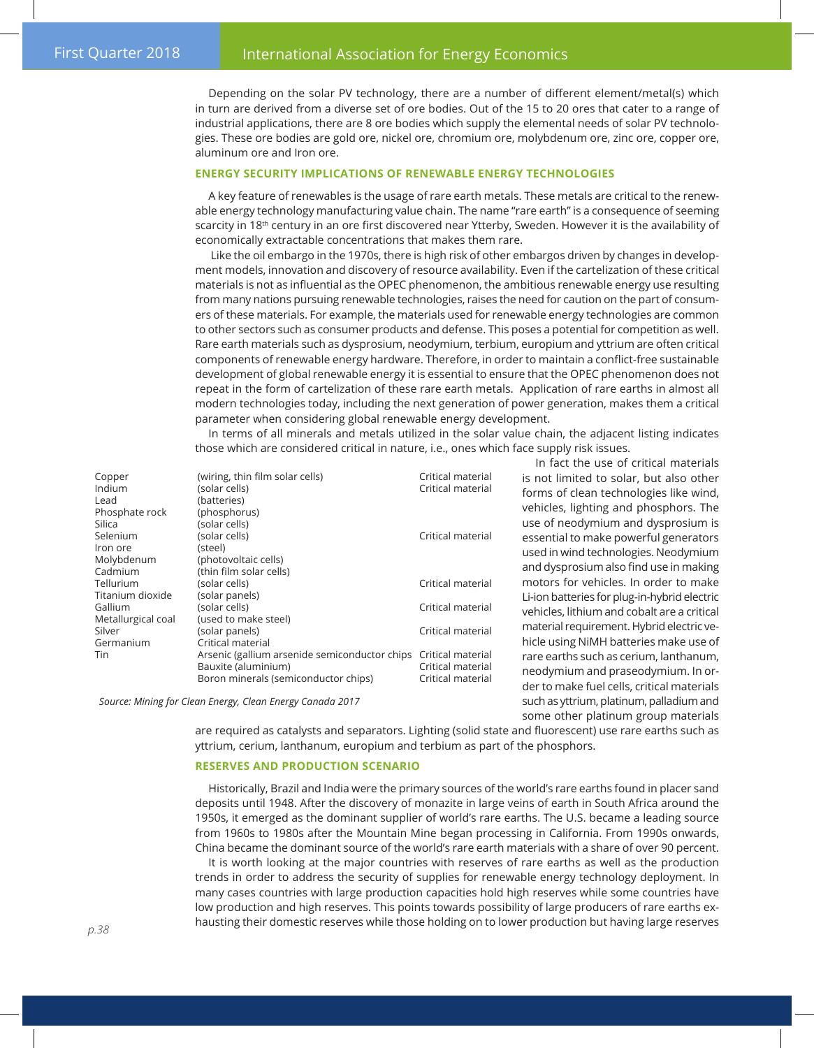Depending on the solar PV technology, there are a number of different element/metal(s) which in turn are derived from a diverse set of ore bodies. Out of the 15 to 20 ores that cater to a range of industrial applications, there are 8 ore bodies which supply the elemental needs of solar PV technologies. These ore bodies are gold ore, nickel ore, chromium ore, molybdenum ore, zinc ore, copper ore, aluminum ore and Iron ore.

### ENERGY SECURITY IMPLICATIONS OF RENEWABLE ENERGY TECHNOLOGIES

A key feature of renewables is the usage of rare earth metals. These metals are critical to the renewable energy technology manufacturing value chain. The name "rare earth" is a consequence of seeming scarcity in 18th century in an ore first discovered near Ytterby, Sweden. However it is the availability of economically extractable concentrations that makes them rare.

Like the oil embargo in the 1970s, there is high risk of other embargos driven by changes in development models, innovation and discovery of resource availability. Even if the cartelization of these critical materials is not as influential as the OPEC phenomenon, the ambitious renewable energy use resulting from many nations pursuing renewable technologies, raises the need for caution on the part of consumers of these materials. For example, the materials used for renewable energy technologies are common to other sectors such as consumer products and defense. This poses a potential for competition as well. Rare earth materials such as dysprosium, neodymium, terbium, europium and yttrium are often critical components of renewable energy hardware. Therefore, in order to maintain a conflict-free sustainable development of global renewable energy it is essential to ensure that the OPEC phenomenon does not repeat in the form of cartelization of these rare earth metals. Application of rare earths in almost all modern technologies today, including the next generation of power generation, makes them a critical parameter when considering global renewable energy development.

In terms of all minerals and metals utilized in the solar value chain, the adjacent listing indicates those which are considered critical in nature, i.e., ones which face supply risk issues.

| Material | Use | Status |
|---|---|---|
| Copper | (wiring, thin film solar cells) | Critical material |
| Indium | (solar cells) | Critical material |
| Lead | (batteries) | |
| Phosphate rock | (phosphorus) | |
| Silica | (solar cells) | |
| Selenium | (solar cells) | Critical material |
| Iron ore | (steel) | |
| Molybdenum | (photovoltaic cells) | |
| Cadmium | (thin film solar cells) | |
| Tellurium | (solar cells) | Critical material |
| Titanium dioxide | (solar panels) | |
| Gallium | (solar cells) | Critical material |
| Metallurgical coal | (used to make steel) | |
| Silver | (solar panels) | Critical material |
| Germanium | Critical material | |
| Tin | Arsenic (gallium arsenide semiconductor chips | Critical material |
| | Bauxite (aluminium) | Critical material |
| | Boron minerals (semiconductor chips) | Critical material |

*Source: Mining for Clean Energy, Clean Energy Canada 2017*

In fact the use of critical materials is not limited to solar, but also other forms of clean technologies like wind, vehicles, lighting and phosphors. The use of neodymium and dysprosium is essential to make powerful generators used in wind technologies. Neodymium and dysprosium also find use in making motors for vehicles. In order to make Li-ion batteries for plug-in-hybrid electric vehicles, lithium and cobalt are a critical material requirement. Hybrid electric vehicle using NiMH batteries make use of rare earths such as cerium, lanthanum, neodymium and praseodymium. In order to make fuel cells, critical materials such as yttrium, platinum, palladium and some other platinum group materials are required as catalysts and separators. Lighting (solid state and fluorescent) use rare earths such as yttrium, cerium, lanthanum, europium and terbium as part of the phosphors.

### RESERVES AND PRODUCTION SCENARIO

Historically, Brazil and India were the primary sources of the world's rare earths found in placer sand deposits until 1948. After the discovery of monazite in large veins of earth in South Africa around the 1950s, it emerged as the dominant supplier of world's rare earths. The U.S. became a leading source from 1960s to 1980s after the Mountain Mine began processing in California. From 1990s onwards, China became the dominant source of the world's rare earth materials with a share of over 90 percent.

It is worth looking at the major countries with reserves of rare earths as well as the production trends in order to address the security of supplies for renewable energy technology deployment. In many cases countries with large production capacities hold high reserves while some countries have low production and high reserves. This points towards possibility of large producers of rare earths exhausting their domestic reserves while those holding on to lower production but having large reserves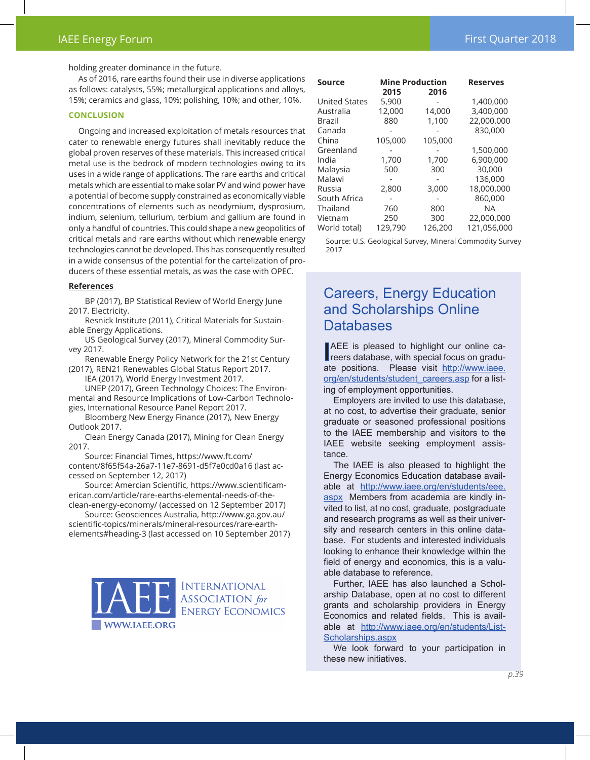holding greater dominance in the future.

As of 2016, rare earths found their use in diverse applications as follows: catalysts, 55%; metallurgical applications and alloys, 15%; ceramics and glass, 10%; polishing, 10%; and other, 10%.

## CONCLUSION

Ongoing and increased exploitation of metals resources that cater to renewable energy futures shall inevitably reduce the global proven reserves of these materials. This increased critical metal use is the bedrock of modern technologies owing to its uses in a wide range of applications. The rare earths and critical metals which are essential to make solar PV and wind power have a potential of become supply constrained as economically viable concentrations of elements such as neodymium, dysprosium, indium, selenium, tellurium, terbium and gallium are found in only a handful of countries. This could shape a new geopolitics of critical metals and rare earths without which renewable energy technologies cannot be developed. This has consequently resulted in a wide consensus of the potential for the cartelization of producers of these essential metals, as was the case with OPEC.

### References

BP (2017), BP Statistical Review of World Energy June 2017. Electricity.

Resnick Institute (2011), Critical Materials for Sustainable Energy Applications.

US Geological Survey (2017), Mineral Commodity Survey 2017.

Renewable Energy Policy Network for the 21st Century (2017), REN21 Renewables Global Status Report 2017.

IEA (2017), World Energy Investment 2017.

UNEP (2017), Green Technology Choices: The Environmental and Resource Implications of Low-Carbon Technologies, International Resource Panel Report 2017.

Bloomberg New Energy Finance (2017), New Energy Outlook 2017.

Clean Energy Canada (2017), Mining for Clean Energy 2017.

Source: Financial Times, https://www.ft.com/content/8f65f54a-26a7-11e7-8691-d5f7e0cd0a16 (last accessed on September 12, 2017)

Source: American Scientific, https://www.scientificamerican.com/article/rare-earths-elemental-needs-of-the-clean-energy-economy/ (accessed on 12 September 2017)

Source: Geosciences Australia, http://www.ga.gov.au/scientific-topics/minerals/mineral-resources/rare-earth-elements#heading-3 (last accessed on 10 September 2017)

| Source | Mine Production | | Reserves |
|---|---|---|---|
| | 2015 | 2016 | |
| United States | 5,900 | - | 1,400,000 |
| Australia | 12,000 | 14,000 | 3,400,000 |
| Brazil | 880 | 1,100 | 22,000,000 |
| Canada | - | - | 830,000 |
| China | 105,000 | 105,000 | |
| Greenland | - | - | 1,500,000 |
| India | 1,700 | 1,700 | 6,900,000 |
| Malaysia | 500 | 300 | 30,000 |
| Malawi | - | - | 136,000 |
| Russia | 2,800 | 3,000 | 18,000,000 |
| South Africa | - | - | 860,000 |
| Thailand | 760 | 800 | NA |
| Vietnam | 250 | 300 | 22,000,000 |
| World total) | 129,790 | 126,200 | 121,056,000 |

Source: U.S. Geological Survey, Mineral Commodity Survey 2017

INTERNATIONAL ASSOCIATION *for* ENERGY ECONOMICS

WWW.IAEE.ORG

# Careers, Energy Education and Scholarships Online Databases

IAEE is pleased to highlight our online careers database, with special focus on graduate positions. Please visit http://www.iaee.org/en/students/student_careers.asp for a listing of employment opportunities.

Employers are invited to use this database, at no cost, to advertise their graduate, senior graduate or seasoned professional positions to the IAEE membership and visitors to the IAEE website seeking employment assistance.

The IAEE is also pleased to highlight the Energy Economics Education database available at http://www.iaee.org/en/students/eee.aspx Members from academia are kindly invited to list, at no cost, graduate, postgraduate and research programs as well as their university and research centers in this online database. For students and interested individuals looking to enhance their knowledge within the field of energy and economics, this is a valuable database to reference.

Further, IAEE has also launched a Scholarship Database, open at no cost to different grants and scholarship providers in Energy Economics and related fields. This is available at http://www.iaee.org/en/students/List-Scholarships.aspx

We look forward to your participation in these new initiatives.